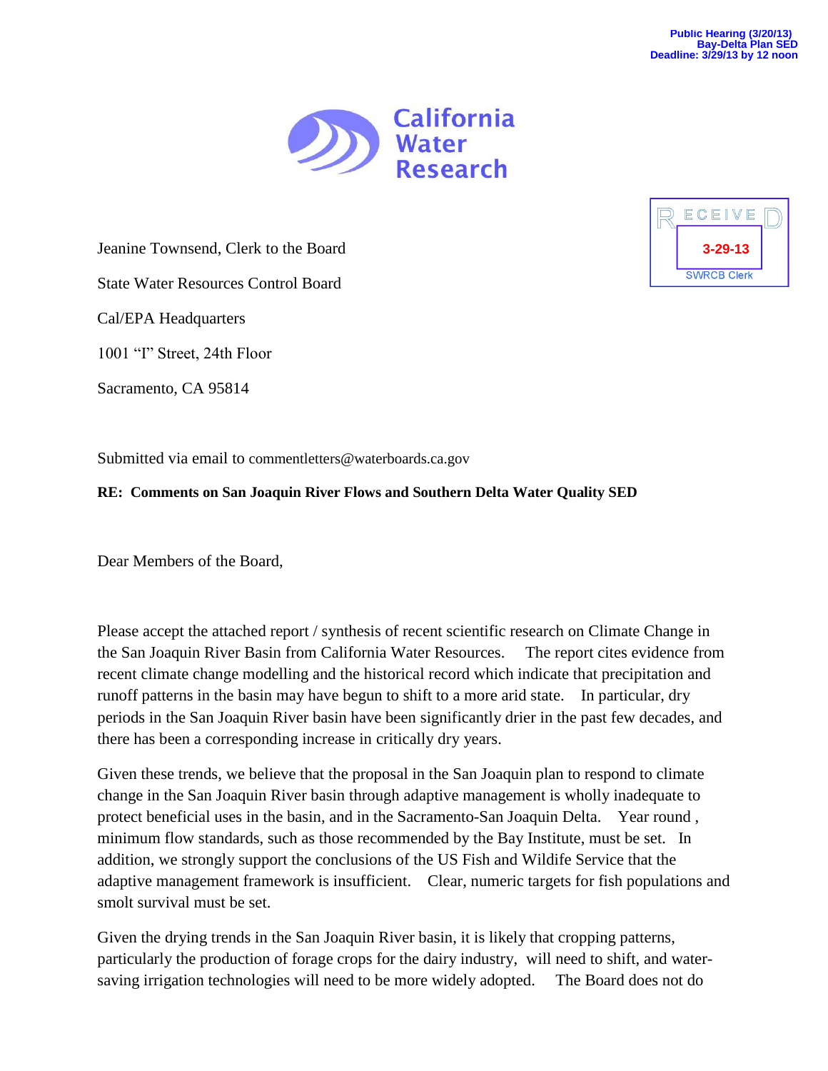Public Hearing (3/20/13)
Bay-Delta Plan SED
Deadline: 3/29/13 by 12 noon

California Water Research

RECEIVED
3-29-13
SWRCB Clerk

Jeanine Townsend, Clerk to the Board

State Water Resources Control Board

Cal/EPA Headquarters

1001 "I" Street, 24th Floor

Sacramento, CA 95814

Submitted via email to commentletters@waterboards.ca.gov

**RE: Comments on San Joaquin River Flows and Southern Delta Water Quality SED**

Dear Members of the Board,

Please accept the attached report / synthesis of recent scientific research on Climate Change in the San Joaquin River Basin from California Water Resources. The report cites evidence from recent climate change modelling and the historical record which indicate that precipitation and runoff patterns in the basin may have begun to shift to a more arid state. In particular, dry periods in the San Joaquin River basin have been significantly drier in the past few decades, and there has been a corresponding increase in critically dry years.

Given these trends, we believe that the proposal in the San Joaquin plan to respond to climate change in the San Joaquin River basin through adaptive management is wholly inadequate to protect beneficial uses in the basin, and in the Sacramento-San Joaquin Delta. Year round , minimum flow standards, such as those recommended by the Bay Institute, must be set. In addition, we strongly support the conclusions of the US Fish and Wildife Service that the adaptive management framework is insufficient. Clear, numeric targets for fish populations and smolt survival must be set.

Given the drying trends in the San Joaquin River basin, it is likely that cropping patterns, particularly the production of forage crops for the dairy industry, will need to shift, and water-saving irrigation technologies will need to be more widely adopted. The Board does not do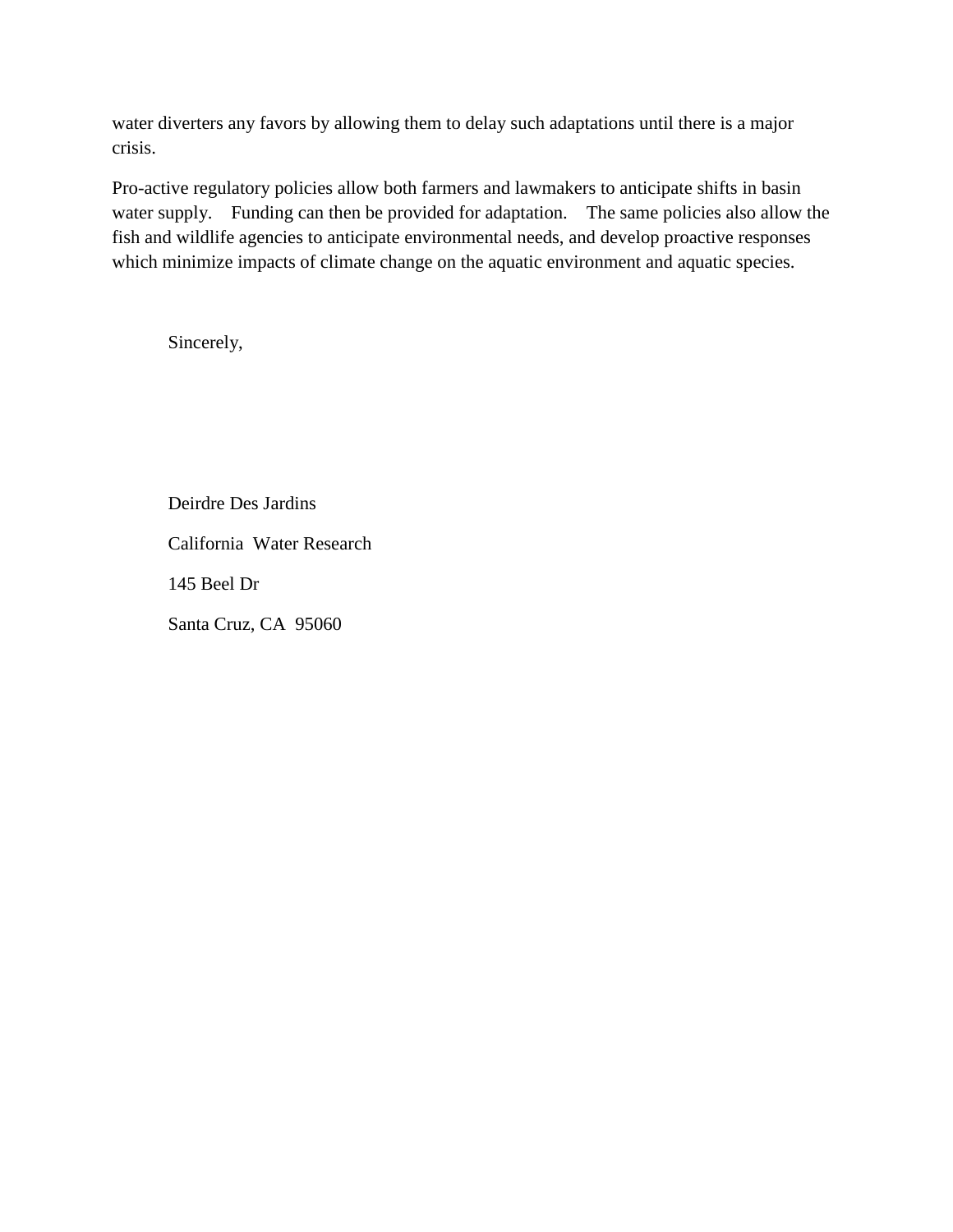water diverters any favors by allowing them to delay such adaptations until there is a major crisis.

Pro-active regulatory policies allow both farmers and lawmakers to anticipate shifts in basin water supply. Funding can then be provided for adaptation. The same policies also allow the fish and wildlife agencies to anticipate environmental needs, and develop proactive responses which minimize impacts of climate change on the aquatic environment and aquatic species.

Sincerely,

Deirdre Des Jardins

California Water Research

145 Beel Dr

Santa Cruz, CA 95060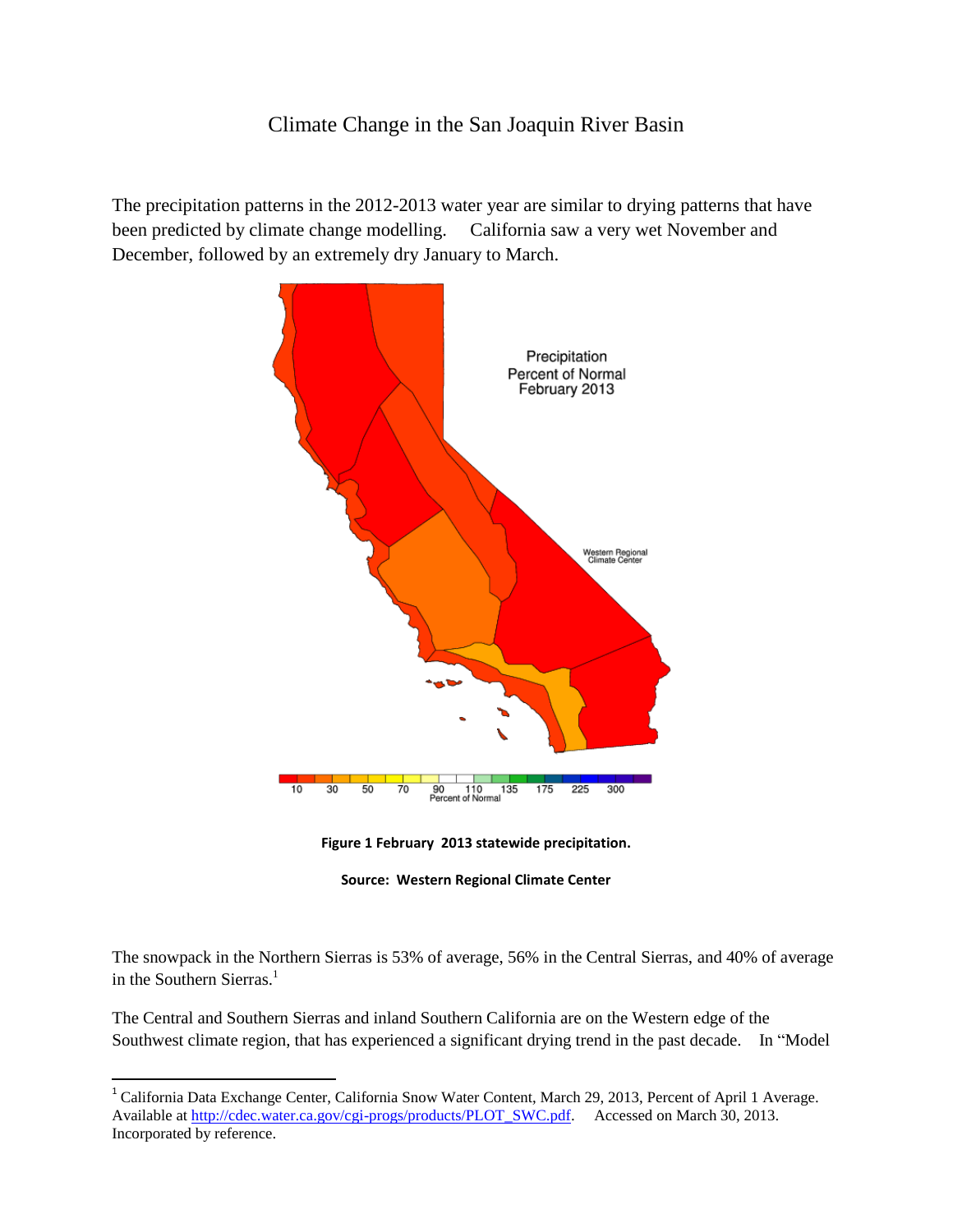# Climate Change in the San Joaquin River Basin

The precipitation patterns in the 2012-2013 water year are similar to drying patterns that have been predicted by climate change modelling. California saw a very wet November and December, followed by an extremely dry January to March.

**Figure 1 February 2013 statewide precipitation.**

**Source: Western Regional Climate Center**

The snowpack in the Northern Sierras is 53% of average, 56% in the Central Sierras, and 40% of average in the Southern Sierras.[1]

The Central and Southern Sierras and inland Southern California are on the Western edge of the Southwest climate region, that has experienced a significant drying trend in the past decade. In "Model

---

[1] California Data Exchange Center, California Snow Water Content, March 29, 2013, Percent of April 1 Average. Available at http://cdec.water.ca.gov/cgi-progs/products/PLOT_SWC.pdf. Accessed on March 30, 2013. Incorporated by reference.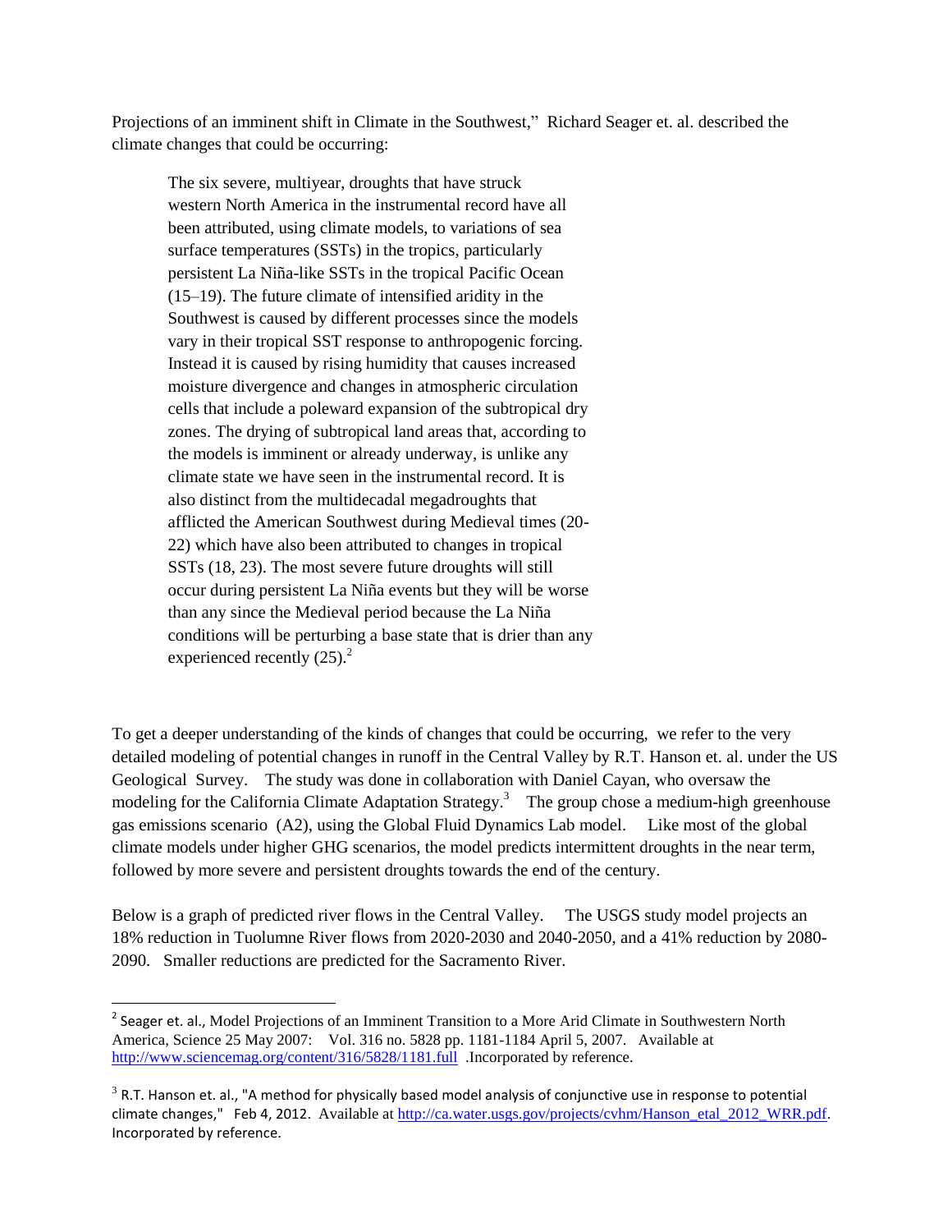Projections of an imminent shift in Climate in the Southwest," Richard Seager et. al. described the climate changes that could be occurring:

> The six severe, multiyear, droughts that have struck western North America in the instrumental record have all been attributed, using climate models, to variations of sea surface temperatures (SSTs) in the tropics, particularly persistent La Niña-like SSTs in the tropical Pacific Ocean (15–19). The future climate of intensified aridity in the Southwest is caused by different processes since the models vary in their tropical SST response to anthropogenic forcing. Instead it is caused by rising humidity that causes increased moisture divergence and changes in atmospheric circulation cells that include a poleward expansion of the subtropical dry zones. The drying of subtropical land areas that, according to the models is imminent or already underway, is unlike any climate state we have seen in the instrumental record. It is also distinct from the multidecadal megadroughts that afflicted the American Southwest during Medieval times (20-22) which have also been attributed to changes in tropical SSTs (18, 23). The most severe future droughts will still occur during persistent La Niña events but they will be worse than any since the Medieval period because the La Niña conditions will be perturbing a base state that is drier than any experienced recently (25).[2]

To get a deeper understanding of the kinds of changes that could be occurring, we refer to the very detailed modeling of potential changes in runoff in the Central Valley by R.T. Hanson et. al. under the US Geological Survey. The study was done in collaboration with Daniel Cayan, who oversaw the modeling for the California Climate Adaptation Strategy.[3] The group chose a medium-high greenhouse gas emissions scenario (A2), using the Global Fluid Dynamics Lab model. Like most of the global climate models under higher GHG scenarios, the model predicts intermittent droughts in the near term, followed by more severe and persistent droughts towards the end of the century.

Below is a graph of predicted river flows in the Central Valley. The USGS study model projects an 18% reduction in Tuolumne River flows from 2020-2030 and 2040-2050, and a 41% reduction by 2080-2090. Smaller reductions are predicted for the Sacramento River.

---

[2] Seager et. al., Model Projections of an Imminent Transition to a More Arid Climate in Southwestern North America, Science 25 May 2007: Vol. 316 no. 5828 pp. 1181-1184 April 5, 2007. Available at http://www.sciencemag.org/content/316/5828/1181.full .Incorporated by reference.

[3] R.T. Hanson et. al., "A method for physically based model analysis of conjunctive use in response to potential climate changes," Feb 4, 2012. Available at http://ca.water.usgs.gov/projects/cvhm/Hanson_etal_2012_WRR.pdf. Incorporated by reference.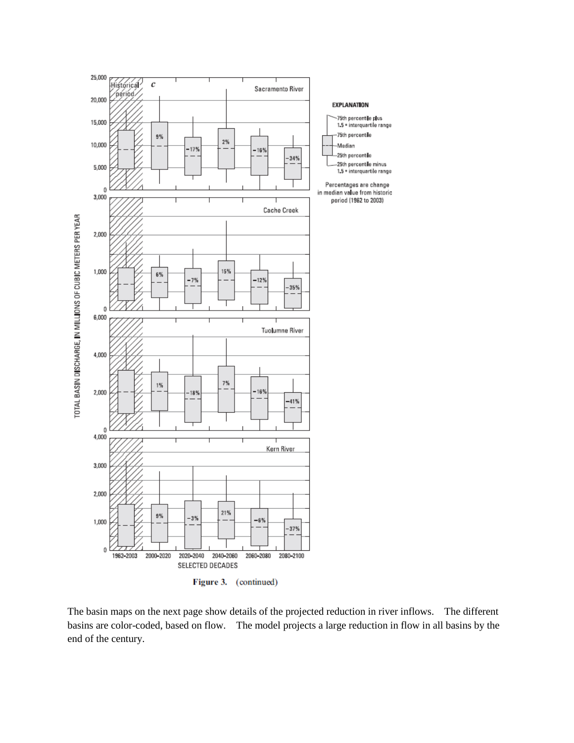Figure 3. (continued)

The basin maps on the next page show details of the projected reduction in river inflows. The different basins are color-coded, based on flow. The model projects a large reduction in flow in all basins by the end of the century.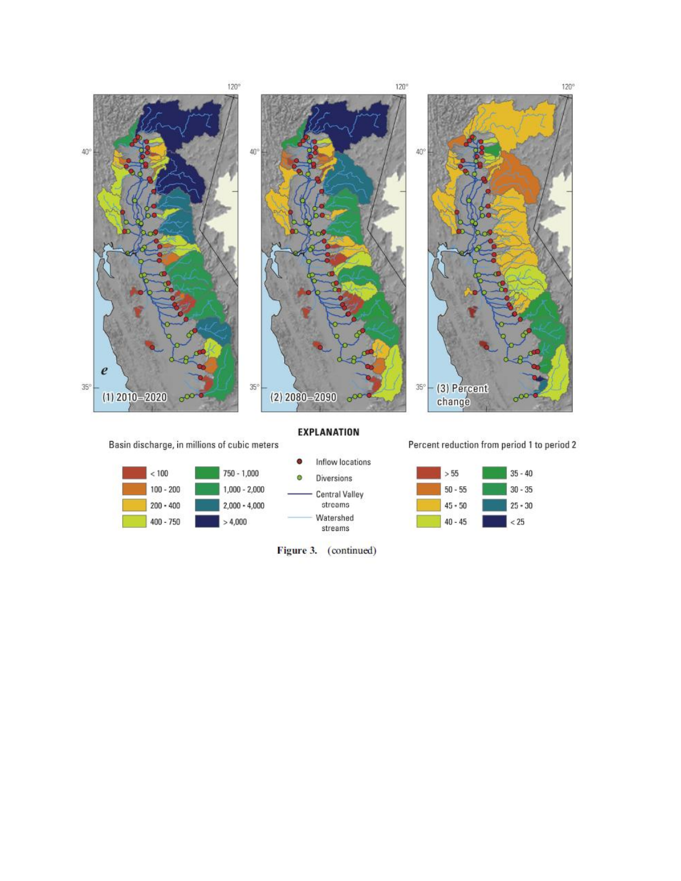**Figure 3.** (continued)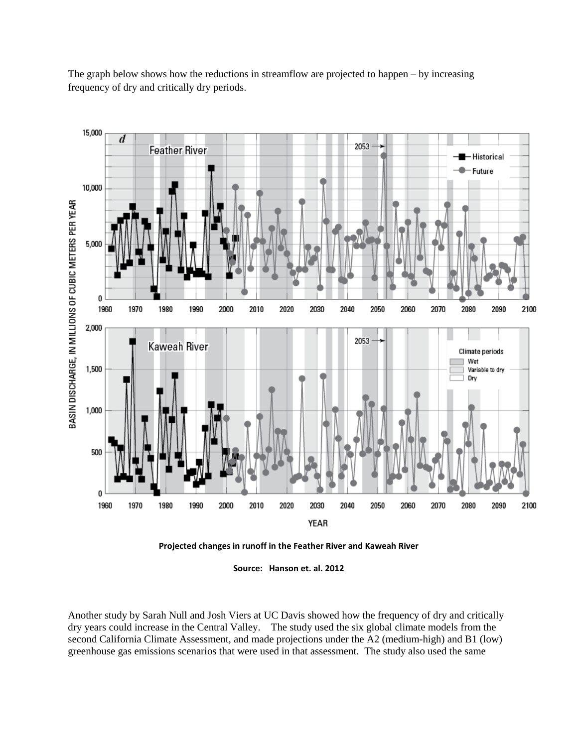The graph below shows how the reductions in streamflow are projected to happen – by increasing frequency of dry and critically dry periods.

**Projected changes in runoff in the Feather River and Kaweah River**

**Source: Hanson et. al. 2012**

Another study by Sarah Null and Josh Viers at UC Davis showed how the frequency of dry and critically dry years could increase in the Central Valley. The study used the six global climate models from the second California Climate Assessment, and made projections under the A2 (medium-high) and B1 (low) greenhouse gas emissions scenarios that were used in that assessment. The study also used the same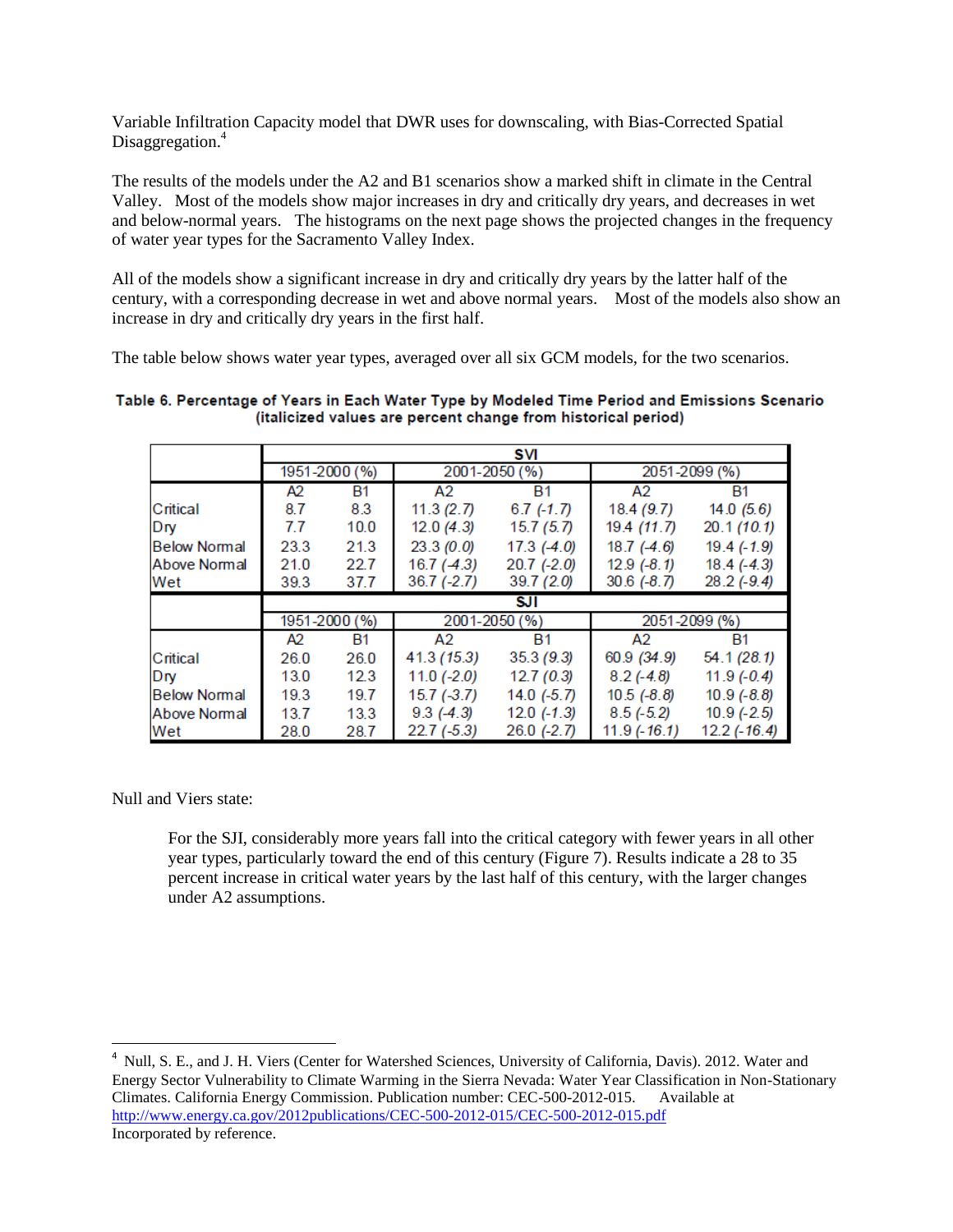Variable Infiltration Capacity model that DWR uses for downscaling, with Bias-Corrected Spatial Disaggregation.[4]

The results of the models under the A2 and B1 scenarios show a marked shift in climate in the Central Valley. Most of the models show major increases in dry and critically dry years, and decreases in wet and below-normal years. The histograms on the next page shows the projected changes in the frequency of water year types for the Sacramento Valley Index.

All of the models show a significant increase in dry and critically dry years by the latter half of the century, with a corresponding decrease in wet and above normal years. Most of the models also show an increase in dry and critically dry years in the first half.

The table below shows water year types, averaged over all six GCM models, for the two scenarios.

**Table 6. Percentage of Years in Each Water Type by Modeled Time Period and Emissions Scenario (italicized values are percent change from historical period)**

| | SVI | | | | | |
|---|---|---|---|---|---|---|
| | 1951-2000 (%) | | 2001-2050 (%) | | 2051-2099 (%) | |
| | A2 | B1 | A2 | B1 | A2 | B1 |
| Critical | 8.7 | 8.3 | 11.3 *(2.7)* | 6.7 *(-1.7)* | 18.4 *(9.7)* | 14.0 *(5.6)* |
| Dry | 7.7 | 10.0 | 12.0 *(4.3)* | 15.7 *(5.7)* | 19.4 *(11.7)* | 20.1 *(10.1)* |
| Below Normal | 23.3 | 21.3 | 23.3 *(0.0)* | 17.3 *(-4.0)* | 18.7 *(-4.6)* | 19.4 *(-1.9)* |
| Above Normal | 21.0 | 22.7 | 16.7 *(-4.3)* | 20.7 *(-2.0)* | 12.9 *(-8.1)* | 18.4 *(-4.3)* |
| Wet | 39.3 | 37.7 | 36.7 *(-2.7)* | 39.7 *(2.0)* | 30.6 *(-8.7)* | 28.2 *(-9.4)* |
| | **SJI** | | | | | |
| | 1951-2000 (%) | | 2001-2050 (%) | | 2051-2099 (%) | |
| | A2 | B1 | A2 | B1 | A2 | B1 |
| Critical | 26.0 | 26.0 | 41.3 *(15.3)* | 35.3 *(9.3)* | 60.9 *(34.9)* | 54.1 *(28.1)* |
| Dry | 13.0 | 12.3 | 11.0 *(-2.0)* | 12.7 *(0.3)* | 8.2 *(-4.8)* | 11.9 *(-0.4)* |
| Below Normal | 19.3 | 19.7 | 15.7 *(-3.7)* | 14.0 *(-5.7)* | 10.5 *(-8.8)* | 10.9 *(-8.8)* |
| Above Normal | 13.7 | 13.3 | 9.3 *(-4.3)* | 12.0 *(-1.3)* | 8.5 *(-5.2)* | 10.9 *(-2.5)* |
| Wet | 28.0 | 28.7 | 22.7 *(-5.3)* | 26.0 *(-2.7)* | 11.9 *(-16.1)* | 12.2 *(-16.4)* |

Null and Viers state:

> For the SJI, considerably more years fall into the critical category with fewer years in all other year types, particularly toward the end of this century (Figure 7). Results indicate a 28 to 35 percent increase in critical water years by the last half of this century, with the larger changes under A2 assumptions.

---

[4] Null, S. E., and J. H. Viers (Center for Watershed Sciences, University of California, Davis). 2012. Water and Energy Sector Vulnerability to Climate Warming in the Sierra Nevada: Water Year Classification in Non-Stationary Climates. California Energy Commission. Publication number: CEC-500-2012-015. Available at http://www.energy.ca.gov/2012publications/CEC-500-2012-015/CEC-500-2012-015.pdf Incorporated by reference.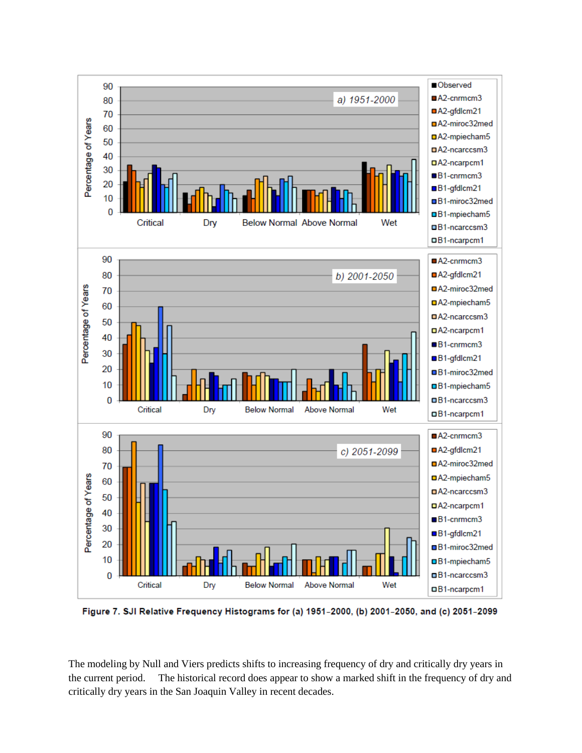**Figure 7. SJI Relative Frequency Histograms for (a) 1951-2000, (b) 2001-2050, and (c) 2051-2099**

The modeling by Null and Viers predicts shifts to increasing frequency of dry and critically dry years in the current period. The historical record does appear to show a marked shift in the frequency of dry and critically dry years in the San Joaquin Valley in recent decades.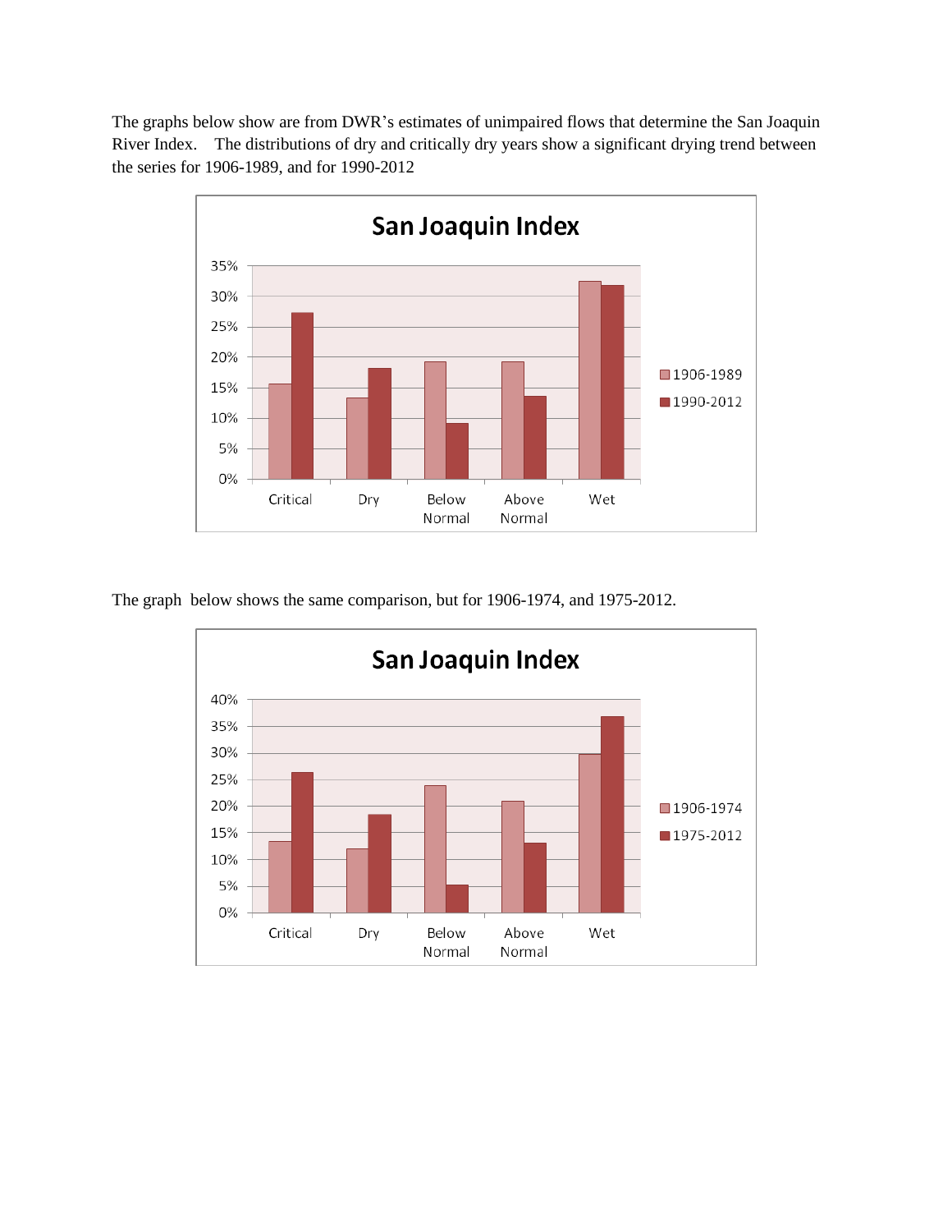The graphs below show are from DWR's estimates of unimpaired flows that determine the San Joaquin River Index. The distributions of dry and critically dry years show a significant drying trend between the series for 1906-1989, and for 1990-2012

The graph below shows the same comparison, but for 1906-1974, and 1975-2012.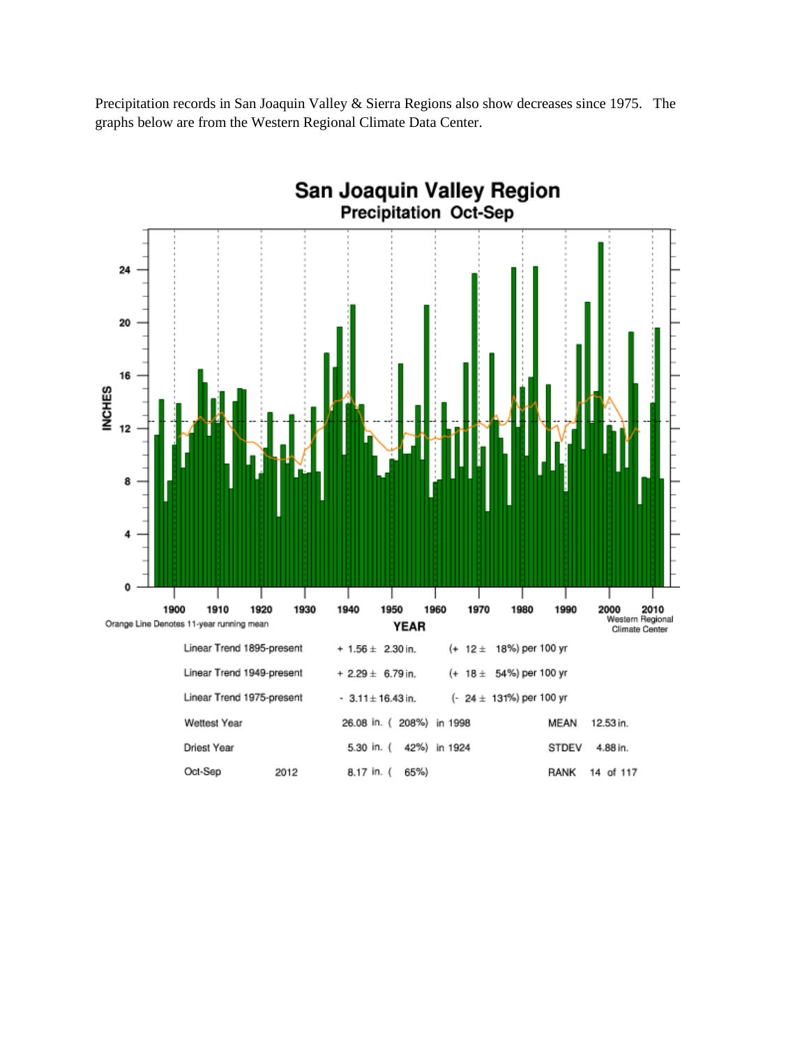Precipitation records in San Joaquin Valley & Sierra Regions also show decreases since 1975. The graphs below are from the Western Regional Climate Data Center.

## San Joaquin Valley Region
### Precipitation Oct-Sep

Orange Line Denotes 11-year running mean

Western Regional Climate Center

| | | | | |
|---|---|---|---|---|
| Linear Trend 1895-present | | + 1.56 ± 2.30 in. | (+ 12 ± 18%) per 100 yr | |
| Linear Trend 1949-present | | + 2.29 ± 6.79 in. | (+ 18 ± 54%) per 100 yr | |
| Linear Trend 1975-present | | - 3.11 ± 16.43 in. | (- 24 ± 131%) per 100 yr | |
| Wettest Year | | 26.08 in. ( 208%) in 1998 | | MEAN 12.53 in. |
| Driest Year | | 5.30 in. ( 42%) in 1924 | | STDEV 4.88 in. |
| Oct-Sep | 2012 | 8.17 in. ( 65%) | | RANK 14 of 117 |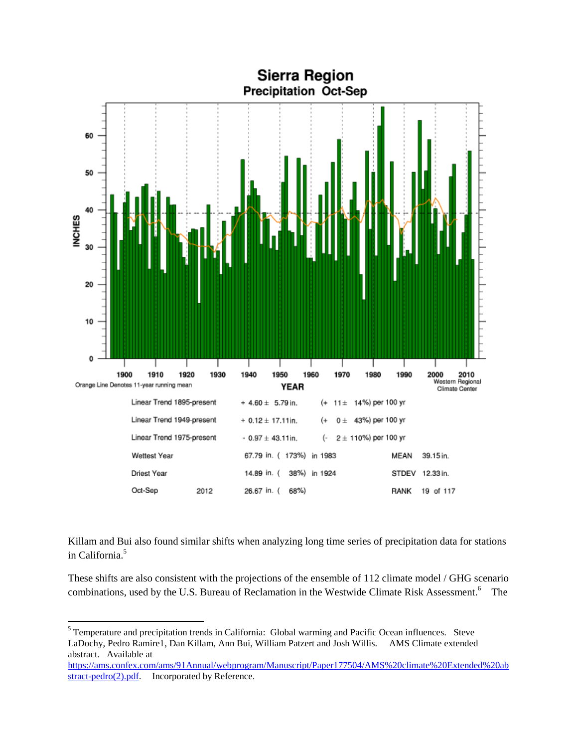**Sierra Region**

**Precipitation Oct-Sep**

Orange Line Denotes 11-year running mean

Western Regional Climate Center

| | | | | |
|---|---|---|---|---|
| Linear Trend 1895-present | + 4.60 ± 5.79 in. | (+ 11 ± 14%) per 100 yr | | |
| Linear Trend 1949-present | + 0.12 ± 17.11in. | (+ 0 ± 43%) per 100 yr | | |
| Linear Trend 1975-present | - 0.97 ± 43.11in. | (- 2 ± 110%) per 100 yr | | |
| Wettest Year | 67.79 in. ( 173%) | in 1983 | MEAN | 39.15 in. |
| Driest Year | 14.89 in. ( 38%) | in 1924 | STDEV | 12.33 in. |
| Oct-Sep 2012 | 26.67 in. ( 68%) | | RANK | 19 of 117 |

Killam and Bui also found similar shifts when analyzing long time series of precipitation data for stations in California.[5]

These shifts are also consistent with the projections of the ensemble of 112 climate model / GHG scenario combinations, used by the U.S. Bureau of Reclamation in the Westwide Climate Risk Assessment.[6] The

[5] Temperature and precipitation trends in California: Global warming and Pacific Ocean influences. Steve LaDochy, Pedro Ramire1, Dan Killam, Ann Bui, William Patzert and Josh Willis. AMS Climate extended abstract. Available at https://ams.confex.com/ams/91Annual/webprogram/Manuscript/Paper177504/AMS%20climate%20Extended%20abstract-pedro(2).pdf. Incorporated by Reference.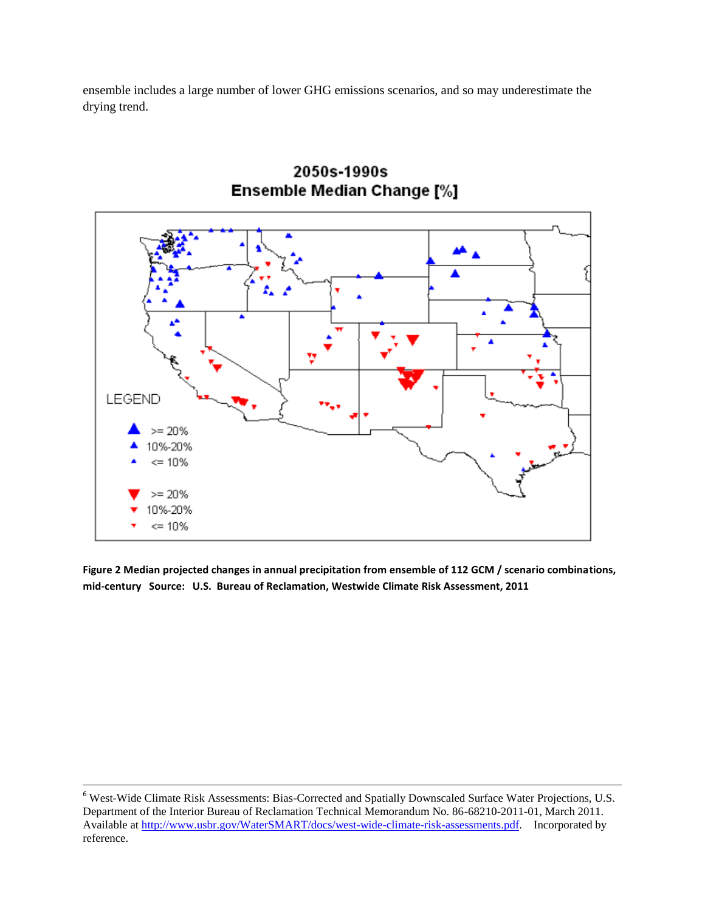ensemble includes a large number of lower GHG emissions scenarios, and so may underestimate the drying trend.

2050s-1990s
Ensemble Median Change [%]

LEGEND
>= 20%
10%-20%
<= 10%
>= 20%
10%-20%
<= 10%

**Figure 2 Median projected changes in annual precipitation from ensemble of 112 GCM / scenario combinations, mid-century Source: U.S. Bureau of Reclamation, Westwide Climate Risk Assessment, 2011**

---

[6] West-Wide Climate Risk Assessments: Bias-Corrected and Spatially Downscaled Surface Water Projections, U.S. Department of the Interior Bureau of Reclamation Technical Memorandum No. 86-68210-2011-01, March 2011. Available at http://www.usbr.gov/WaterSMART/docs/west-wide-climate-risk-assessments.pdf. Incorporated by reference.